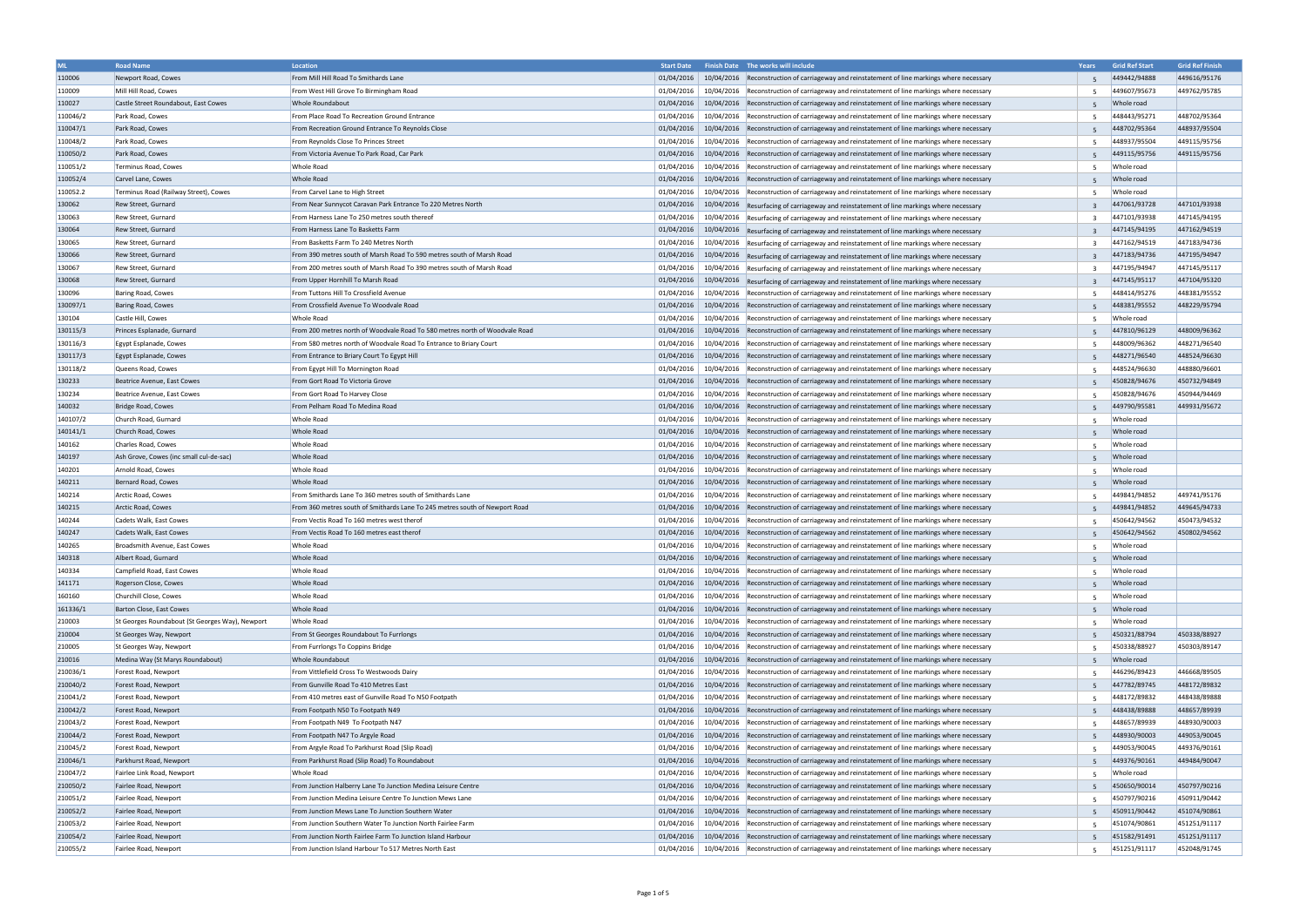| ML | Road Name | Location | Start Date | Finish Date | The works will include | Years | Grid Ref Start | Grid Ref Finish |
|---|---|---|---|---|---|---|---|---|
| 110006 | Newport Road, Cowes | From Mill Hill Road To Smithards Lane | 01/04/2016 | 10/04/2016 | Reconstruction of carriageway and reinstatement of line markings where necessary | 5 | 449442/94888 | 449616/95176 |
| 110009 | Mill Hill Road, Cowes | From West Hill Grove To Birmingham Road | 01/04/2016 | 10/04/2016 | Reconstruction of carriageway and reinstatement of line markings where necessary | 5 | 449607/95673 | 449762/95785 |
| 110027 | Castle Street Roundabout, East Cowes | Whole Roundabout | 01/04/2016 | 10/04/2016 | Reconstruction of carriageway and reinstatement of line markings where necessary | 5 | Whole road | |
| 110046/2 | Park Road, Cowes | From Place Road To Recreation Ground Entrance | 01/04/2016 | 10/04/2016 | Reconstruction of carriageway and reinstatement of line markings where necessary | 5 | 448443/95271 | 448702/95364 |
| 110047/1 | Park Road, Cowes | From Recreation Ground Entrance To Reynolds Close | 01/04/2016 | 10/04/2016 | Reconstruction of carriageway and reinstatement of line markings where necessary | 5 | 448702/95364 | 448937/95504 |
| 110048/2 | Park Road, Cowes | From Reynolds Close To Princes Street | 01/04/2016 | 10/04/2016 | Reconstruction of carriageway and reinstatement of line markings where necessary | 5 | 448937/95504 | 449115/95756 |
| 110050/2 | Park Road, Cowes | From Victoria Avenue To Park Road, Car Park | 01/04/2016 | 10/04/2016 | Reconstruction of carriageway and reinstatement of line markings where necessary | 5 | 449115/95756 | 449115/95756 |
| 110051/2 | Terminus Road, Cowes | Whole Road | 01/04/2016 | 10/04/2016 | Reconstruction of carriageway and reinstatement of line markings where necessary | 5 | Whole road | |
| 110052/4 | Carvel Lane, Cowes | Whole Road | 01/04/2016 | 10/04/2016 | Reconstruction of carriageway and reinstatement of line markings where necessary | 5 | Whole road | |
| 110052.2 | Terminus Road (Railway Street), Cowes | From Carvel Lane to High Street | 01/04/2016 | 10/04/2016 | Reconstruction of carriageway and reinstatement of line markings where necessary | 5 | Whole road | |
| 130062 | Rew Street, Gurnard | From Near Sunnycot Caravan Park Entrance To 220 Metres North | 01/04/2016 | 10/04/2016 | Resurfacing of carriageway and reinstatement of line markings where necessary | 3 | 447061/93728 | 447101/93938 |
| 130063 | Rew Street, Gurnard | From Harness Lane To 250 metres south thereof | 01/04/2016 | 10/04/2016 | Resurfacing of carriageway and reinstatement of line markings where necessary | 3 | 447101/93938 | 447145/94195 |
| 130064 | Rew Street, Gurnard | From Harness Lane To Basketts Farm | 01/04/2016 | 10/04/2016 | Resurfacing of carriageway and reinstatement of line markings where necessary | 3 | 447145/94195 | 447162/94519 |
| 130065 | Rew Street, Gurnard | From Basketts Farm To 240 Metres North | 01/04/2016 | 10/04/2016 | Resurfacing of carriageway and reinstatement of line markings where necessary | 3 | 447162/94519 | 447183/94736 |
| 130066 | Rew Street, Gurnard | From 390 metres south of Marsh Road To 590 metres south of Marsh Road | 01/04/2016 | 10/04/2016 | Resurfacing of carriageway and reinstatement of line markings where necessary | 3 | 447183/94736 | 447195/94947 |
| 130067 | Rew Street, Gurnard | From 200 metres south of Marsh Road To 390 metres south of Marsh Road | 01/04/2016 | 10/04/2016 | Resurfacing of carriageway and reinstatement of line markings where necessary | 3 | 447195/94947 | 447145/95117 |
| 130068 | Rew Street, Gurnard | From Upper Hornhill To Marsh Road | 01/04/2016 | 10/04/2016 | Resurfacing of carriageway and reinstatement of line markings where necessary | 3 | 447145/95117 | 447104/95320 |
| 130096 | Baring Road, Cowes | From Tuttons Hill To Crossfield Avenue | 01/04/2016 | 10/04/2016 | Reconstruction of carriageway and reinstatement of line markings where necessary | 5 | 448414/95276 | 448381/95552 |
| 130097/1 | Baring Road, Cowes | From Crossfield Avenue To Woodvale Road | 01/04/2016 | 10/04/2016 | Reconstruction of carriageway and reinstatement of line markings where necessary | 5 | 448381/95552 | 448229/95794 |
| 130104 | Castle Hill, Cowes | Whole Road | 01/04/2016 | 10/04/2016 | Reconstruction of carriageway and reinstatement of line markings where necessary | 5 | Whole road | |
| 130115/3 | Princes Esplanade, Gurnard | From 200 metres north of Woodvale Road To 580 metres north of Woodvale Road | 01/04/2016 | 10/04/2016 | Reconstruction of carriageway and reinstatement of line markings where necessary | 5 | 447810/96129 | 448009/96362 |
| 130116/3 | Egypt Esplanade, Cowes | From 580 metres north of Woodvale Road To Entrance to Briary Court | 01/04/2016 | 10/04/2016 | Reconstruction of carriageway and reinstatement of line markings where necessary | 5 | 448009/96362 | 448271/96540 |
| 130117/3 | Egypt Esplanade, Cowes | From Entrance to Briary Court To Egypt Hill | 01/04/2016 | 10/04/2016 | Reconstruction of carriageway and reinstatement of line markings where necessary | 5 | 448271/96540 | 448524/96630 |
| 130118/2 | Queens Road, Cowes | From Egypt Hill To Mornington Road | 01/04/2016 | 10/04/2016 | Reconstruction of carriageway and reinstatement of line markings where necessary | 5 | 448524/96630 | 448880/96601 |
| 130233 | Beatrice Avenue, East Cowes | From Gort Road To Victoria Grove | 01/04/2016 | 10/04/2016 | Reconstruction of carriageway and reinstatement of line markings where necessary | 5 | 450828/94676 | 450732/94849 |
| 130234 | Beatrice Avenue, East Cowes | From Gort Road To Harvey Close | 01/04/2016 | 10/04/2016 | Reconstruction of carriageway and reinstatement of line markings where necessary | 5 | 450828/94676 | 450944/94469 |
| 140032 | Bridge Road, Cowes | From Pelham Road To Medina Road | 01/04/2016 | 10/04/2016 | Reconstruction of carriageway and reinstatement of line markings where necessary | 5 | 449790/95581 | 449931/95672 |
| 140107/2 | Church Road, Gurnard | Whole Road | 01/04/2016 | 10/04/2016 | Reconstruction of carriageway and reinstatement of line markings where necessary | 5 | Whole road | |
| 140141/1 | Church Road, Cowes | Whole Road | 01/04/2016 | 10/04/2016 | Reconstruction of carriageway and reinstatement of line markings where necessary | 5 | Whole road | |
| 140162 | Charles Road, Cowes | Whole Road | 01/04/2016 | 10/04/2016 | Reconstruction of carriageway and reinstatement of line markings where necessary | 5 | Whole road | |
| 140197 | Ash Grove, Cowes (inc small cul-de-sac) | Whole Road | 01/04/2016 | 10/04/2016 | Reconstruction of carriageway and reinstatement of line markings where necessary | 5 | Whole road | |
| 140201 | Arnold Road, Cowes | Whole Road | 01/04/2016 | 10/04/2016 | Reconstruction of carriageway and reinstatement of line markings where necessary | 5 | Whole road | |
| 140211 | Bernard Road, Cowes | Whole Road | 01/04/2016 | 10/04/2016 | Reconstruction of carriageway and reinstatement of line markings where necessary | 5 | Whole road | |
| 140214 | Arctic Road, Cowes | From Smithards Lane To 360 metres south of Smithards Lane | 01/04/2016 | 10/04/2016 | Reconstruction of carriageway and reinstatement of line markings where necessary | 5 | 449841/94852 | 449741/95176 |
| 140215 | Arctic Road, Cowes | From 360 metres south of Smithards Lane To 245 metres south of Newport Road | 01/04/2016 | 10/04/2016 | Reconstruction of carriageway and reinstatement of line markings where necessary | 5 | 449841/94852 | 449645/94733 |
| 140244 | Cadets Walk, East Cowes | From Vectis Road To 160 metres west therof | 01/04/2016 | 10/04/2016 | Reconstruction of carriageway and reinstatement of line markings where necessary | 5 | 450642/94562 | 450473/94532 |
| 140247 | Cadets Walk, East Cowes | From Vectis Road To 160 metres east therof | 01/04/2016 | 10/04/2016 | Reconstruction of carriageway and reinstatement of line markings where necessary | 5 | 450642/94562 | 450802/94562 |
| 140265 | Broadsmith Avenue, East Cowes | Whole Road | 01/04/2016 | 10/04/2016 | Reconstruction of carriageway and reinstatement of line markings where necessary | 5 | Whole road | |
| 140318 | Albert Road, Gurnard | Whole Road | 01/04/2016 | 10/04/2016 | Reconstruction of carriageway and reinstatement of line markings where necessary | 5 | Whole road | |
| 140334 | Campfield Road, East Cowes | Whole Road | 01/04/2016 | 10/04/2016 | Reconstruction of carriageway and reinstatement of line markings where necessary | 5 | Whole road | |
| 141171 | Rogerson Close, Cowes | Whole Road | 01/04/2016 | 10/04/2016 | Reconstruction of carriageway and reinstatement of line markings where necessary | 5 | Whole road | |
| 160160 | Churchill Close, Cowes | Whole Road | 01/04/2016 | 10/04/2016 | Reconstruction of carriageway and reinstatement of line markings where necessary | 5 | Whole road | |
| 161336/1 | Barton Close, East Cowes | Whole Road | 01/04/2016 | 10/04/2016 | Reconstruction of carriageway and reinstatement of line markings where necessary | 5 | Whole road | |
| 210003 | St Georges Roundabout (St Georges Way), Newport | Whole Road | 01/04/2016 | 10/04/2016 | Reconstruction of carriageway and reinstatement of line markings where necessary | 5 | Whole road | |
| 210004 | St Georges Way, Newport | From St Georges Roundabout To Furrlongs | 01/04/2016 | 10/04/2016 | Reconstruction of carriageway and reinstatement of line markings where necessary | 5 | 450321/88794 | 450338/88927 |
| 210005 | St Georges Way, Newport | From Furrlongs To Coppins Bridge | 01/04/2016 | 10/04/2016 | Reconstruction of carriageway and reinstatement of line markings where necessary | 5 | 450338/88927 | 450303/89147 |
| 210016 | Medina Way (St Marys Roundabout) | Whole Roundabout | 01/04/2016 | 10/04/2016 | Reconstruction of carriageway and reinstatement of line markings where necessary | 5 | Whole road | |
| 210036/1 | Forest Road, Newport | From Vittlefield Cross To Westwoods Dairy | 01/04/2016 | 10/04/2016 | Reconstruction of carriageway and reinstatement of line markings where necessary | 5 | 446296/89423 | 446668/89505 |
| 210040/2 | Forest Road, Newport | From Gunville Road To 410 Metres East | 01/04/2016 | 10/04/2016 | Reconstruction of carriageway and reinstatement of line markings where necessary | 5 | 447782/89745 | 448172/89832 |
| 210041/2 | Forest Road, Newport | From 410 metres east of Gunville Road To N50 Footpath | 01/04/2016 | 10/04/2016 | Reconstruction of carriageway and reinstatement of line markings where necessary | 5 | 448172/89832 | 448438/89888 |
| 210042/2 | Forest Road, Newport | From Footpath N50 To Footpath N49 | 01/04/2016 | 10/04/2016 | Reconstruction of carriageway and reinstatement of line markings where necessary | 5 | 448438/89888 | 448657/89939 |
| 210043/2 | Forest Road, Newport | From Footpath N49 To Footpath N47 | 01/04/2016 | 10/04/2016 | Reconstruction of carriageway and reinstatement of line markings where necessary | 5 | 448657/89939 | 448930/90003 |
| 210044/2 | Forest Road, Newport | From Footpath N47 To Argyle Road | 01/04/2016 | 10/04/2016 | Reconstruction of carriageway and reinstatement of line markings where necessary | 5 | 448930/90003 | 449053/90045 |
| 210045/2 | Forest Road, Newport | From Argyle Road To Parkhurst Road (Slip Road) | 01/04/2016 | 10/04/2016 | Reconstruction of carriageway and reinstatement of line markings where necessary | 5 | 449053/90045 | 449376/90161 |
| 210046/1 | Parkhurst Road, Newport | From Parkhurst Road (Slip Road) To Roundabout | 01/04/2016 | 10/04/2016 | Reconstruction of carriageway and reinstatement of line markings where necessary | 5 | 449376/90161 | 449484/90047 |
| 210047/2 | Fairlee Link Road, Newport | Whole Road | 01/04/2016 | 10/04/2016 | Reconstruction of carriageway and reinstatement of line markings where necessary | 5 | Whole road | |
| 210050/2 | Fairlee Road, Newport | From Junction Halberry Lane To Junction Medina Leisure Centre | 01/04/2016 | 10/04/2016 | Reconstruction of carriageway and reinstatement of line markings where necessary | 5 | 450650/90014 | 450797/90216 |
| 210051/2 | Fairlee Road, Newport | From Junction Medina Leisure Centre To Junction Mews Lane | 01/04/2016 | 10/04/2016 | Reconstruction of carriageway and reinstatement of line markings where necessary | 5 | 450797/90216 | 450911/90442 |
| 210052/2 | Fairlee Road, Newport | From Junction Mews Lane To Junction Southern Water | 01/04/2016 | 10/04/2016 | Reconstruction of carriageway and reinstatement of line markings where necessary | 5 | 450911/90442 | 451074/90861 |
| 210053/2 | Fairlee Road, Newport | From Junction Southern Water To Junction North Fairlee Farm | 01/04/2016 | 10/04/2016 | Reconstruction of carriageway and reinstatement of line markings where necessary | 5 | 451074/90861 | 451251/91117 |
| 210054/2 | Fairlee Road, Newport | From Junction North Fairlee Farm To Junction Island Harbour | 01/04/2016 | 10/04/2016 | Reconstruction of carriageway and reinstatement of line markings where necessary | 5 | 451582/91491 | 451251/91117 |
| 210055/2 | Fairlee Road, Newport | From Junction Island Harbour To 517 Metres North East | 01/04/2016 | 10/04/2016 | Reconstruction of carriageway and reinstatement of line markings where necessary | 5 | 451251/91117 | 452048/91745 |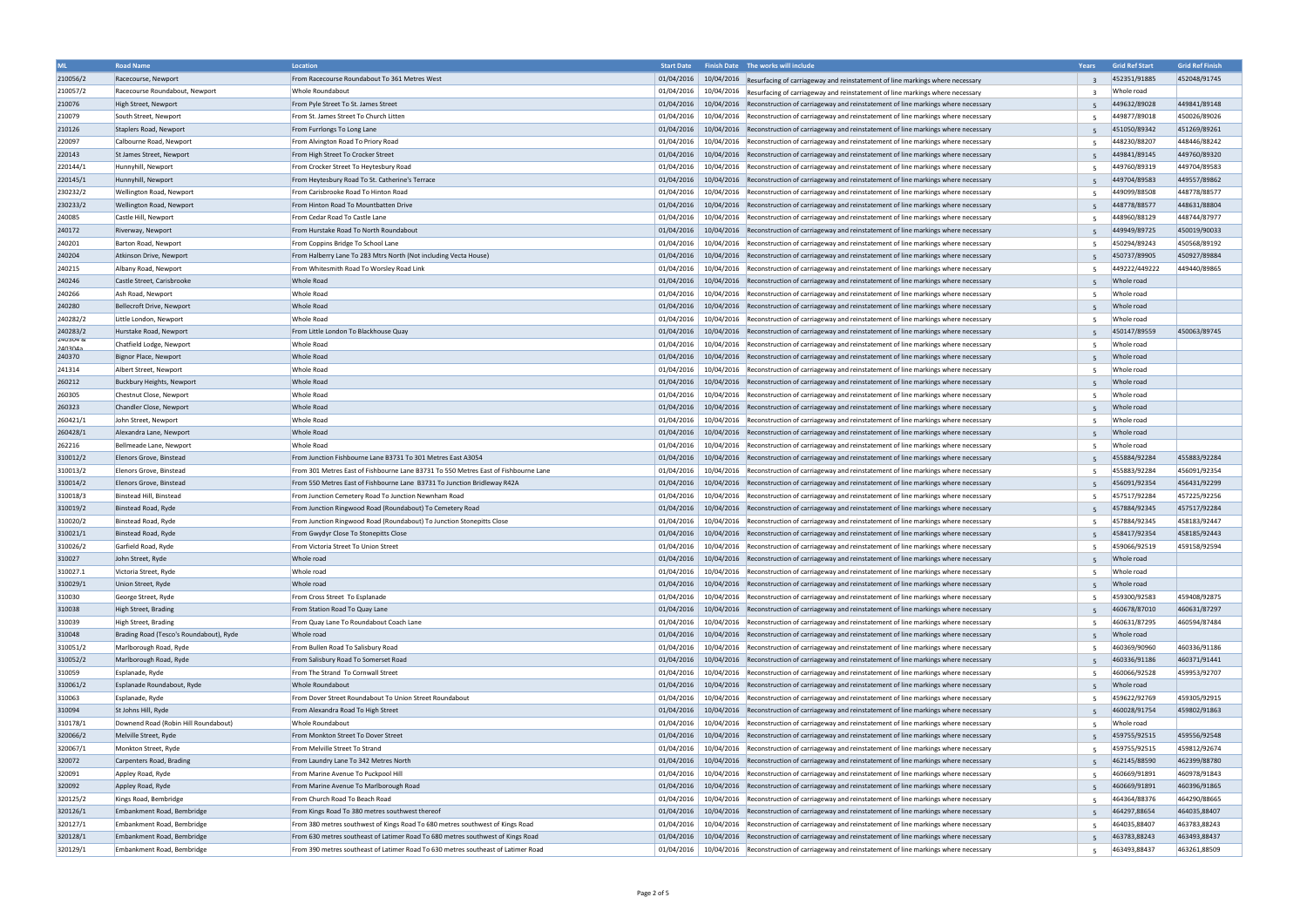| ML | Road Name | Location | Start Date | Finish Date | The works will include | Years | Grid Ref Start | Grid Ref Finish |
|---|---|---|---|---|---|---|---|---|
| 210056/2 | Racecourse, Newport | From Racecourse Roundabout To 361 Metres West | 01/04/2016 | 10/04/2016 | Resurfacing of carriageway and reinstatement of line markings where necessary | 3 | 452351/91885 | 452048/91745 |
| 210057/2 | Racecourse Roundabout, Newport | Whole Roundabout | 01/04/2016 | 10/04/2016 | Resurfacing of carriageway and reinstatement of line markings where necessary | 3 | Whole road | |
| 210076 | High Street, Newport | From Pyle Street To St. James Street | 01/04/2016 | 10/04/2016 | Reconstruction of carriageway and reinstatement of line markings where necessary | 5 | 449632/89028 | 449841/89148 |
| 210079 | South Street, Newport | From St. James Street To Church Litten | 01/04/2016 | 10/04/2016 | Reconstruction of carriageway and reinstatement of line markings where necessary | 5 | 449877/89018 | 450026/89026 |
| 210126 | Staplers Road, Newport | From Furrlongs To Long Lane | 01/04/2016 | 10/04/2016 | Reconstruction of carriageway and reinstatement of line markings where necessary | 5 | 451050/89342 | 451269/89261 |
| 220097 | Calbourne Road, Newport | From Alvington Road To Priory Road | 01/04/2016 | 10/04/2016 | Reconstruction of carriageway and reinstatement of line markings where necessary | 5 | 448230/88207 | 448446/88242 |
| 220143 | St James Street, Newport | From High Street To Crocker Street | 01/04/2016 | 10/04/2016 | Reconstruction of carriageway and reinstatement of line markings where necessary | 5 | 449841/89145 | 449760/89320 |
| 220144/1 | Hunnyhill, Newport | From Crocker Street To Heytesbury Road | 01/04/2016 | 10/04/2016 | Reconstruction of carriageway and reinstatement of line markings where necessary | 5 | 449760/89319 | 449704/89583 |
| 220145/1 | Hunnyhill, Newport | From Heytesbury Road To St. Catherine's Terrace | 01/04/2016 | 10/04/2016 | Reconstruction of carriageway and reinstatement of line markings where necessary | 5 | 449704/89583 | 449557/89862 |
| 230232/2 | Wellington Road, Newport | From Carisbrooke Road To Hinton Road | 01/04/2016 | 10/04/2016 | Reconstruction of carriageway and reinstatement of line markings where necessary | 5 | 449099/88508 | 448778/88577 |
| 230233/2 | Wellington Road, Newport | From Hinton Road To Mountbatten Drive | 01/04/2016 | 10/04/2016 | Reconstruction of carriageway and reinstatement of line markings where necessary | 5 | 448778/88577 | 448631/88804 |
| 240085 | Castle Hill, Newport | From Cedar Road To Castle Lane | 01/04/2016 | 10/04/2016 | Reconstruction of carriageway and reinstatement of line markings where necessary | 5 | 448960/88129 | 448744/87977 |
| 240172 | Riverway, Newport | From Hurstake Road To North Roundabout | 01/04/2016 | 10/04/2016 | Reconstruction of carriageway and reinstatement of line markings where necessary | 5 | 449949/89725 | 450019/90033 |
| 240201 | Barton Road, Newport | From Coppins Bridge To School Lane | 01/04/2016 | 10/04/2016 | Reconstruction of carriageway and reinstatement of line markings where necessary | 5 | 450294/89243 | 450568/89192 |
| 240204 | Atkinson Drive, Newport | From Halberry Lane To 283 Mtrs North (Not including Vecta House) | 01/04/2016 | 10/04/2016 | Reconstruction of carriageway and reinstatement of line markings where necessary | 5 | 450737/89905 | 450927/89884 |
| 240215 | Albany Road, Newport | From Whitesmith Road To Worsley Road Link | 01/04/2016 | 10/04/2016 | Reconstruction of carriageway and reinstatement of line markings where necessary | 5 | 449222/449222 | 449440/89865 |
| 240246 | Castle Street, Carisbrooke | Whole Road | 01/04/2016 | 10/04/2016 | Reconstruction of carriageway and reinstatement of line markings where necessary | 5 | Whole road | |
| 240266 | Ash Road, Newport | Whole Road | 01/04/2016 | 10/04/2016 | Reconstruction of carriageway and reinstatement of line markings where necessary | 5 | Whole road | |
| 240280 | Bellecroft Drive, Newport | Whole Road | 01/04/2016 | 10/04/2016 | Reconstruction of carriageway and reinstatement of line markings where necessary | 5 | Whole road | |
| 240282/2 | Little London, Newport | Whole Road | 01/04/2016 | 10/04/2016 | Reconstruction of carriageway and reinstatement of line markings where necessary | 5 | Whole road | |
| 240283/2 | Hurstake Road, Newport | From Little London To Blackhouse Quay | 01/04/2016 | 10/04/2016 | Reconstruction of carriageway and reinstatement of line markings where necessary | 5 | 450147/89559 | 450063/89745 |
| 240304 & 240304a | Chatfield Lodge, Newport | Whole Road | 01/04/2016 | 10/04/2016 | Reconstruction of carriageway and reinstatement of line markings where necessary | 5 | Whole road | |
| 240370 | Bignor Place, Newport | Whole Road | 01/04/2016 | 10/04/2016 | Reconstruction of carriageway and reinstatement of line markings where necessary | 5 | Whole road | |
| 241314 | Albert Street, Newport | Whole Road | 01/04/2016 | 10/04/2016 | Reconstruction of carriageway and reinstatement of line markings where necessary | 5 | Whole road | |
| 260212 | Buckbury Heights, Newport | Whole Road | 01/04/2016 | 10/04/2016 | Reconstruction of carriageway and reinstatement of line markings where necessary | 5 | Whole road | |
| 260305 | Chestnut Close, Newport | Whole Road | 01/04/2016 | 10/04/2016 | Reconstruction of carriageway and reinstatement of line markings where necessary | 5 | Whole road | |
| 260323 | Chandler Close, Newport | Whole Road | 01/04/2016 | 10/04/2016 | Reconstruction of carriageway and reinstatement of line markings where necessary | 5 | Whole road | |
| 260421/1 | John Street, Newport | Whole Road | 01/04/2016 | 10/04/2016 | Reconstruction of carriageway and reinstatement of line markings where necessary | 5 | Whole road | |
| 260428/1 | Alexandra Lane, Newport | Whole Road | 01/04/2016 | 10/04/2016 | Reconstruction of carriageway and reinstatement of line markings where necessary | 5 | Whole road | |
| 262216 | Bellmeade Lane, Newport | Whole Road | 01/04/2016 | 10/04/2016 | Reconstruction of carriageway and reinstatement of line markings where necessary | 5 | Whole road | |
| 310012/2 | Elenors Grove, Binstead | From Junction Fishbourne Lane B3731 To 301 Metres East A3054 | 01/04/2016 | 10/04/2016 | Reconstruction of carriageway and reinstatement of line markings where necessary | 5 | 455884/92284 | 455883/92284 |
| 310013/2 | Elenors Grove, Binstead | From 301 Metres East of Fishbourne Lane B3731 To 550 Metres East of Fishbourne Lane | 01/04/2016 | 10/04/2016 | Reconstruction of carriageway and reinstatement of line markings where necessary | 5 | 455883/92284 | 456091/92354 |
| 310014/2 | Elenors Grove, Binstead | From 550 Metres East of Fishbourne Lane B3731 To Junction Bridleway R42A | 01/04/2016 | 10/04/2016 | Reconstruction of carriageway and reinstatement of line markings where necessary | 5 | 456091/92354 | 456431/92299 |
| 310018/3 | Binstead Hill, Binstead | From Junction Cemetery Road To Junction Newnham Road | 01/04/2016 | 10/04/2016 | Reconstruction of carriageway and reinstatement of line markings where necessary | 5 | 457517/92284 | 457225/92256 |
| 310019/2 | Binstead Road, Ryde | From Junction Ringwood Road (Roundabout) To Cemetery Road | 01/04/2016 | 10/04/2016 | Reconstruction of carriageway and reinstatement of line markings where necessary | 5 | 457884/92345 | 457517/92284 |
| 310020/2 | Binstead Road, Ryde | From Junction Ringwood Road (Roundabout) To Junction Stonepitts Close | 01/04/2016 | 10/04/2016 | Reconstruction of carriageway and reinstatement of line markings where necessary | 5 | 457884/92345 | 458183/92447 |
| 310021/1 | Binstead Road, Ryde | From Gwydyr Close To Stonepitts Close | 01/04/2016 | 10/04/2016 | Reconstruction of carriageway and reinstatement of line markings where necessary | 5 | 458417/92354 | 458185/92443 |
| 310026/2 | Garfield Road, Ryde | From Victoria Street To Union Street | 01/04/2016 | 10/04/2016 | Reconstruction of carriageway and reinstatement of line markings where necessary | 5 | 459066/92519 | 459158/92594 |
| 310027 | John Street, Ryde | Whole road | 01/04/2016 | 10/04/2016 | Reconstruction of carriageway and reinstatement of line markings where necessary | 5 | Whole road | |
| 310027.1 | Victoria Street, Ryde | Whole road | 01/04/2016 | 10/04/2016 | Reconstruction of carriageway and reinstatement of line markings where necessary | 5 | Whole road | |
| 310029/1 | Union Street, Ryde | Whole road | 01/04/2016 | 10/04/2016 | Reconstruction of carriageway and reinstatement of line markings where necessary | 5 | Whole road | |
| 310030 | George Street, Ryde | From Cross Street To Esplanade | 01/04/2016 | 10/04/2016 | Reconstruction of carriageway and reinstatement of line markings where necessary | 5 | 459300/92583 | 459408/92875 |
| 310038 | High Street, Brading | From Station Road To Quay Lane | 01/04/2016 | 10/04/2016 | Reconstruction of carriageway and reinstatement of line markings where necessary | 5 | 460678/87010 | 460631/87297 |
| 310039 | High Street, Brading | From Quay Lane To Roundabout Coach Lane | 01/04/2016 | 10/04/2016 | Reconstruction of carriageway and reinstatement of line markings where necessary | 5 | 460631/87295 | 460594/87484 |
| 310048 | Brading Road (Tesco's Roundabout), Ryde | Whole road | 01/04/2016 | 10/04/2016 | Reconstruction of carriageway and reinstatement of line markings where necessary | 5 | Whole road | |
| 310051/2 | Marlborough Road, Ryde | From Bullen Road To Salisbury Road | 01/04/2016 | 10/04/2016 | Reconstruction of carriageway and reinstatement of line markings where necessary | 5 | 460369/90960 | 460336/91186 |
| 310052/2 | Marlborough Road, Ryde | From Salisbury Road To Somerset Road | 01/04/2016 | 10/04/2016 | Reconstruction of carriageway and reinstatement of line markings where necessary | 5 | 460336/91186 | 460371/91441 |
| 310059 | Esplanade, Ryde | From The Strand To Cornwall Street | 01/04/2016 | 10/04/2016 | Reconstruction of carriageway and reinstatement of line markings where necessary | 5 | 460066/92528 | 459953/92707 |
| 310061/2 | Esplanade Roundabout, Ryde | Whole Roundabout | 01/04/2016 | 10/04/2016 | Reconstruction of carriageway and reinstatement of line markings where necessary | 5 | Whole road | |
| 310063 | Esplanade, Ryde | From Dover Street Roundabout To Union Street Roundabout | 01/04/2016 | 10/04/2016 | Reconstruction of carriageway and reinstatement of line markings where necessary | 5 | 459622/92769 | 459305/92915 |
| 310094 | St Johns Hill, Ryde | From Alexandra Road To High Street | 01/04/2016 | 10/04/2016 | Reconstruction of carriageway and reinstatement of line markings where necessary | 5 | 460028/91754 | 459802/91863 |
| 310178/1 | Downend Road (Robin Hill Roundabout) | Whole Roundabout | 01/04/2016 | 10/04/2016 | Reconstruction of carriageway and reinstatement of line markings where necessary | 5 | Whole road | |
| 320066/2 | Melville Street, Ryde | From Monkton Street To Dover Street | 01/04/2016 | 10/04/2016 | Reconstruction of carriageway and reinstatement of line markings where necessary | 5 | 459755/92515 | 459556/92548 |
| 320067/1 | Monkton Street, Ryde | From Melville Street To Strand | 01/04/2016 | 10/04/2016 | Reconstruction of carriageway and reinstatement of line markings where necessary | 5 | 459755/92515 | 459812/92674 |
| 320072 | Carpenters Road, Brading | From Laundry Lane To 342 Metres North | 01/04/2016 | 10/04/2016 | Reconstruction of carriageway and reinstatement of line markings where necessary | 5 | 462145/88590 | 462399/88780 |
| 320091 | Appley Road, Ryde | From Marine Avenue To Puckpool Hill | 01/04/2016 | 10/04/2016 | Reconstruction of carriageway and reinstatement of line markings where necessary | 5 | 460669/91891 | 460978/91843 |
| 320092 | Appley Road, Ryde | From Marine Avenue To Marlborough Road | 01/04/2016 | 10/04/2016 | Reconstruction of carriageway and reinstatement of line markings where necessary | 5 | 460669/91891 | 460396/91865 |
| 320125/2 | Kings Road, Bembridge | From Church Road To Beach Road | 01/04/2016 | 10/04/2016 | Reconstruction of carriageway and reinstatement of line markings where necessary | 5 | 464364/88376 | 464290/88665 |
| 320126/1 | Embankment Road, Bembridge | From Kings Road To 380 metres southwest thereof | 01/04/2016 | 10/04/2016 | Reconstruction of carriageway and reinstatement of line markings where necessary | 5 | 464297,88654 | 464035,88407 |
| 320127/1 | Embankment Road, Bembridge | From 380 metres southwest of Kings Road To 680 metres southwest of Kings Road | 01/04/2016 | 10/04/2016 | Reconstruction of carriageway and reinstatement of line markings where necessary | 5 | 464035,88407 | 463783,88243 |
| 320128/1 | Embankment Road, Bembridge | From 630 metres southeast of Latimer Road To 680 metres southwest of Kings Road | 01/04/2016 | 10/04/2016 | Reconstruction of carriageway and reinstatement of line markings where necessary | 5 | 463783,88243 | 463493,88437 |
| 320129/1 | Embankment Road, Bembridge | From 390 metres southeast of Latimer Road To 630 metres southeast of Latimer Road | 01/04/2016 | 10/04/2016 | Reconstruction of carriageway and reinstatement of line markings where necessary | 5 | 463493,88437 | 463261,88509 |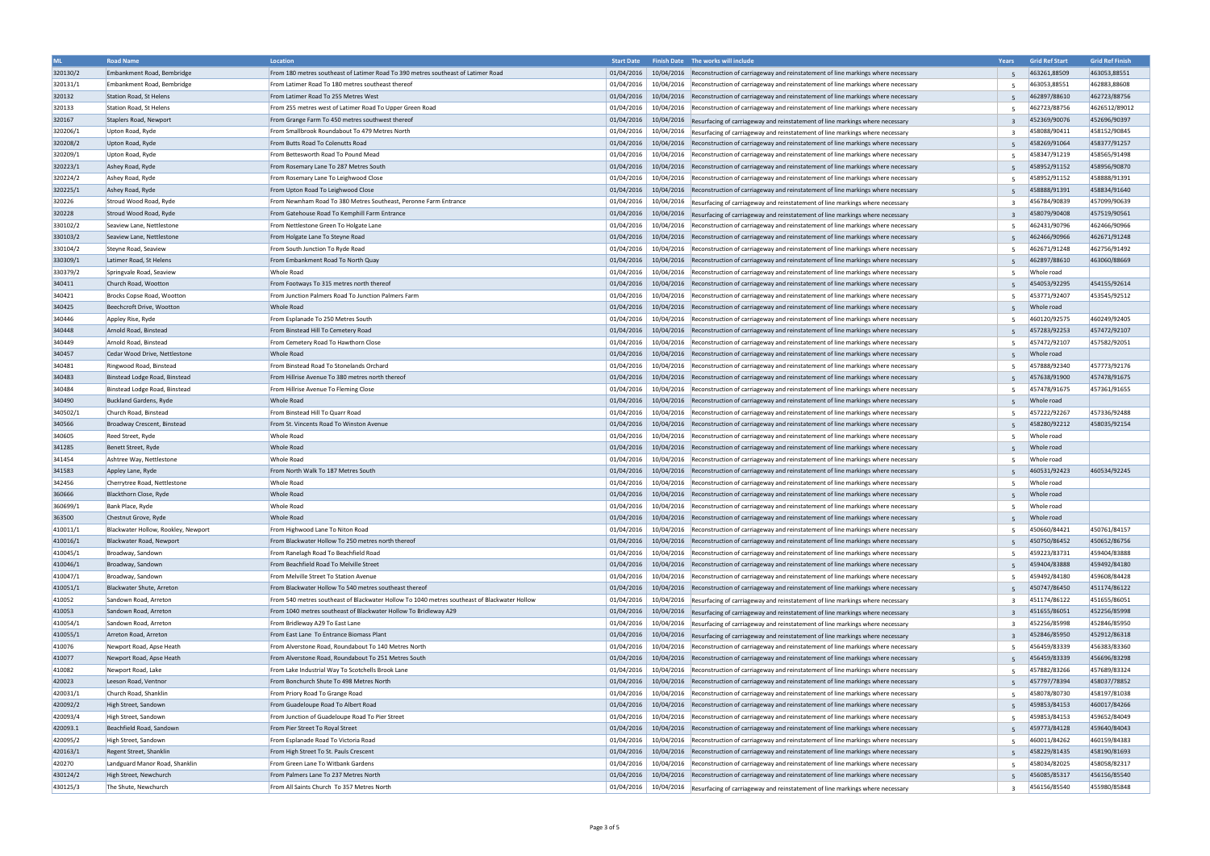| ML | Road Name | Location | Start Date | Finish Date | The works will include | Years | Grid Ref Start | Grid Ref Finish |
|---|---|---|---|---|---|---|---|---|
| 320130/2 | Embankment Road, Bembridge | From 180 metres southeast of Latimer Road To 390 metres southeast of Latimer Road | 01/04/2016 | 10/04/2016 | Reconstruction of carriageway and reinstatement of line markings where necessary | 5 | 463261,88509 | 463053,88551 |
| 320131/1 | Embankment Road, Bembridge | From Latimer Road To 180 metres southeast thereof | 01/04/2016 | 10/04/2016 | Reconstruction of carriageway and reinstatement of line markings where necessary | 5 | 463053,88551 | 462883,88608 |
| 320132 | Station Road, St Helens | From Latimer Road To 255 Metres West | 01/04/2016 | 10/04/2016 | Reconstruction of carriageway and reinstatement of line markings where necessary | 5 | 462897/88610 | 462723/88756 |
| 320133 | Station Road, St Helens | From 255 metres west of Latimer Road To Upper Green Road | 01/04/2016 | 10/04/2016 | Reconstruction of carriageway and reinstatement of line markings where necessary | 5 | 462723/88756 | 4626512/89012 |
| 320167 | Staplers Road, Newport | From Grange Farm To 450 metres southwest thereof | 01/04/2016 | 10/04/2016 | Resurfacing of carriageway and reinstatement of line markings where necessary | 3 | 452369/90076 | 452696/90397 |
| 320206/1 | Upton Road, Ryde | From Smallbrook Roundabout To 479 Metres North | 01/04/2016 | 10/04/2016 | Resurfacing of carriageway and reinstatement of line markings where necessary | 3 | 458088/90411 | 458152/90845 |
| 320208/2 | Upton Road, Ryde | From Butts Road To Colenutts Road | 01/04/2016 | 10/04/2016 | Reconstruction of carriageway and reinstatement of line markings where necessary | 5 | 458269/91064 | 458377/91257 |
| 320209/1 | Upton Road, Ryde | From Bettesworth Road To Pound Mead | 01/04/2016 | 10/04/2016 | Reconstruction of carriageway and reinstatement of line markings where necessary | 5 | 458347/91219 | 458565/91498 |
| 320223/1 | Ashey Road, Ryde | From Rosemary Lane To 287 Metres South | 01/04/2016 | 10/04/2016 | Reconstruction of carriageway and reinstatement of line markings where necessary | 5 | 458952/91152 | 458956/90870 |
| 320224/2 | Ashey Road, Ryde | From Rosemary Lane To Leighwood Close | 01/04/2016 | 10/04/2016 | Reconstruction of carriageway and reinstatement of line markings where necessary | 5 | 458952/91152 | 458888/91391 |
| 320225/1 | Ashey Road, Ryde | From Upton Road To Leighwood Close | 01/04/2016 | 10/04/2016 | Reconstruction of carriageway and reinstatement of line markings where necessary | 5 | 458888/91391 | 458834/91640 |
| 320226 | Stroud Wood Road, Ryde | From Newnham Road To 380 Metres Southeast, Peronne Farm Entrance | 01/04/2016 | 10/04/2016 | Resurfacing of carriageway and reinstatement of line markings where necessary | 3 | 456784/90839 | 457099/90639 |
| 320228 | Stroud Wood Road, Ryde | From Gatehouse Road To Kemphill Farm Entrance | 01/04/2016 | 10/04/2016 | Resurfacing of carriageway and reinstatement of line markings where necessary | 3 | 458079/90408 | 457519/90561 |
| 330102/2 | Seaview Lane, Nettlestone | From Nettlestone Green To Holgate Lane | 01/04/2016 | 10/04/2016 | Reconstruction of carriageway and reinstatement of line markings where necessary | 5 | 462431/90796 | 462466/90966 |
| 330103/2 | Seaview Lane, Nettlestone | From Holgate Lane To Steyne Road | 01/04/2016 | 10/04/2016 | Reconstruction of carriageway and reinstatement of line markings where necessary | 5 | 462466/90966 | 462671/91248 |
| 330104/2 | Steyne Road, Seaview | From South Junction To Ryde Road | 01/04/2016 | 10/04/2016 | Reconstruction of carriageway and reinstatement of line markings where necessary | 5 | 462671/91248 | 462756/91492 |
| 330309/1 | Latimer Road, St Helens | From Embankment Road To North Quay | 01/04/2016 | 10/04/2016 | Reconstruction of carriageway and reinstatement of line markings where necessary | 5 | 462897/88610 | 463060/88669 |
| 330379/2 | Springvale Road, Seaview | Whole Road | 01/04/2016 | 10/04/2016 | Reconstruction of carriageway and reinstatement of line markings where necessary | 5 | Whole road | |
| 340411 | Church Road, Wootton | From Footways To 315 metres north thereof | 01/04/2016 | 10/04/2016 | Reconstruction of carriageway and reinstatement of line markings where necessary | 5 | 454053/92295 | 454155/92614 |
| 340421 | Brocks Copse Road, Wootton | From Junction Palmers Road To Junction Palmers Farm | 01/04/2016 | 10/04/2016 | Reconstruction of carriageway and reinstatement of line markings where necessary | 5 | 453771/92407 | 453545/92512 |
| 340425 | Beechcroft Drive, Wootton | Whole Road | 01/04/2016 | 10/04/2016 | Reconstruction of carriageway and reinstatement of line markings where necessary | 5 | Whole road | |
| 340446 | Appley Rise, Ryde | From Esplanade To 250 Metres South | 01/04/2016 | 10/04/2016 | Reconstruction of carriageway and reinstatement of line markings where necessary | 5 | 460120/92575 | 460249/92405 |
| 340448 | Arnold Road, Binstead | From Binstead Hill To Cemetery Road | 01/04/2016 | 10/04/2016 | Reconstruction of carriageway and reinstatement of line markings where necessary | 5 | 457283/92253 | 457472/92107 |
| 340449 | Arnold Road, Binstead | From Cemetery Road To Hawthorn Close | 01/04/2016 | 10/04/2016 | Reconstruction of carriageway and reinstatement of line markings where necessary | 5 | 457472/92107 | 457582/92051 |
| 340457 | Cedar Wood Drive, Nettlestone | Whole Road | 01/04/2016 | 10/04/2016 | Reconstruction of carriageway and reinstatement of line markings where necessary | 5 | Whole road | |
| 340481 | Ringwood Road, Binstead | From Binstead Road To Stonelands Orchard | 01/04/2016 | 10/04/2016 | Reconstruction of carriageway and reinstatement of line markings where necessary | 5 | 457888/92340 | 457773/92176 |
| 340483 | Binstead Lodge Road, Binstead | From Hillrise Avenue To 380 metres north thereof | 01/04/2016 | 10/04/2016 | Reconstruction of carriageway and reinstatement of line markings where necessary | 5 | 457638/91900 | 457478/91675 |
| 340484 | Binstead Lodge Road, Binstead | From Hillrise Avenue To Fleming Close | 01/04/2016 | 10/04/2016 | Reconstruction of carriageway and reinstatement of line markings where necessary | 5 | 457478/91675 | 457361/91655 |
| 340490 | Buckland Gardens, Ryde | Whole Road | 01/04/2016 | 10/04/2016 | Reconstruction of carriageway and reinstatement of line markings where necessary | 5 | Whole road | |
| 340502/1 | Church Road, Binstead | From Binstead Hill To Quarr Road | 01/04/2016 | 10/04/2016 | Reconstruction of carriageway and reinstatement of line markings where necessary | 5 | 457222/92267 | 457336/92488 |
| 340566 | Broadway Crescent, Binstead | From St. Vincents Road To Winston Avenue | 01/04/2016 | 10/04/2016 | Reconstruction of carriageway and reinstatement of line markings where necessary | 5 | 458280/92212 | 458035/92154 |
| 340605 | Reed Street, Ryde | Whole Road | 01/04/2016 | 10/04/2016 | Reconstruction of carriageway and reinstatement of line markings where necessary | 5 | Whole road | |
| 341285 | Benett Street, Ryde | Whole Road | 01/04/2016 | 10/04/2016 | Reconstruction of carriageway and reinstatement of line markings where necessary | 5 | Whole road | |
| 341454 | Ashtree Way, Nettlestone | Whole Road | 01/04/2016 | 10/04/2016 | Reconstruction of carriageway and reinstatement of line markings where necessary | 5 | Whole road | |
| 341583 | Appley Lane, Ryde | From North Walk To 187 Metres South | 01/04/2016 | 10/04/2016 | Reconstruction of carriageway and reinstatement of line markings where necessary | 5 | 460531/92423 | 460534/92245 |
| 342456 | Cherrytree Road, Nettlestone | Whole Road | 01/04/2016 | 10/04/2016 | Reconstruction of carriageway and reinstatement of line markings where necessary | 5 | Whole road | |
| 360666 | Blackthorn Close, Ryde | Whole Road | 01/04/2016 | 10/04/2016 | Reconstruction of carriageway and reinstatement of line markings where necessary | 5 | Whole road | |
| 360699/1 | Bank Place, Ryde | Whole Road | 01/04/2016 | 10/04/2016 | Reconstruction of carriageway and reinstatement of line markings where necessary | 5 | Whole road | |
| 363500 | Chestnut Grove, Ryde | Whole Road | 01/04/2016 | 10/04/2016 | Reconstruction of carriageway and reinstatement of line markings where necessary | 5 | Whole road | |
| 410011/1 | Blackwater Hollow, Rookley, Newport | From Highwood Lane To Niton Road | 01/04/2016 | 10/04/2016 | Reconstruction of carriageway and reinstatement of line markings where necessary | 5 | 450660/84421 | 450761/84157 |
| 410016/1 | Blackwater Road, Newport | From Blackwater Hollow To 250 metres north thereof | 01/04/2016 | 10/04/2016 | Reconstruction of carriageway and reinstatement of line markings where necessary | 5 | 450750/86452 | 450652/86756 |
| 410045/1 | Broadway, Sandown | From Ranelagh Road To Beachfield Road | 01/04/2016 | 10/04/2016 | Reconstruction of carriageway and reinstatement of line markings where necessary | 5 | 459223/83731 | 459404/83888 |
| 410046/1 | Broadway, Sandown | From Beachfield Road To Melville Street | 01/04/2016 | 10/04/2016 | Reconstruction of carriageway and reinstatement of line markings where necessary | 5 | 459404/83888 | 459492/84180 |
| 410047/1 | Broadway, Sandown | From Melville Street To Station Avenue | 01/04/2016 | 10/04/2016 | Reconstruction of carriageway and reinstatement of line markings where necessary | 5 | 459492/84180 | 459608/84428 |
| 410051/1 | Blackwater Shute, Arreton | From Blackwater Hollow To 540 metres southeast thereof | 01/04/2016 | 10/04/2016 | Reconstruction of carriageway and reinstatement of line markings where necessary | 5 | 450747/86450 | 451174/86122 |
| 410052 | Sandown Road, Arreton | From 540 metres southeast of Blackwater Hollow To 1040 metres southeast of Blackwater Hollow | 01/04/2016 | 10/04/2016 | Resurfacing of carriageway and reinstatement of line markings where necessary | 3 | 451174/86122 | 451655/86051 |
| 410053 | Sandown Road, Arreton | From 1040 metres southeast of Blackwater Hollow To Bridleway A29 | 01/04/2016 | 10/04/2016 | Resurfacing of carriageway and reinstatement of line markings where necessary | 3 | 451655/86051 | 452256/85998 |
| 410054/1 | Sandown Road, Arreton | From Bridleway A29 To East Lane | 01/04/2016 | 10/04/2016 | Resurfacing of carriageway and reinstatement of line markings where necessary | 3 | 452256/85998 | 452846/85950 |
| 410055/1 | Arreton Road, Arreton | From East Lane To Entrance Biomass Plant | 01/04/2016 | 10/04/2016 | Resurfacing of carriageway and reinstatement of line markings where necessary | 3 | 452846/85950 | 452912/86318 |
| 410076 | Newport Road, Apse Heath | From Alverstone Road, Roundabout To 140 Metres North | 01/04/2016 | 10/04/2016 | Reconstruction of carriageway and reinstatement of line markings where necessary | 5 | 456459/83339 | 456383/83360 |
| 410077 | Newport Road, Apse Heath | From Alverstone Road, Roundabout To 251 Metres South | 01/04/2016 | 10/04/2016 | Reconstruction of carriageway and reinstatement of line markings where necessary | 5 | 456459/83339 | 456696/83298 |
| 410082 | Newport Road, Lake | From Lake Industrial Way To Scotchells Brook Lane | 01/04/2016 | 10/04/2016 | Reconstruction of carriageway and reinstatement of line markings where necessary | 5 | 457882/83266 | 457689/83324 |
| 420023 | Leeson Road, Ventnor | From Bonchurch Shute To 498 Metres North | 01/04/2016 | 10/04/2016 | Reconstruction of carriageway and reinstatement of line markings where necessary | 5 | 457797/78394 | 458037/78852 |
| 420031/1 | Church Road, Shanklin | From Priory Road To Grange Road | 01/04/2016 | 10/04/2016 | Reconstruction of carriageway and reinstatement of line markings where necessary | 5 | 458078/80730 | 458197/81038 |
| 420092/2 | High Street, Sandown | From Guadeloupe Road To Albert Road | 01/04/2016 | 10/04/2016 | Reconstruction of carriageway and reinstatement of line markings where necessary | 5 | 459853/84153 | 460017/84266 |
| 420093/4 | High Street, Sandown | From Junction of Guadeloupe Road To Pier Street | 01/04/2016 | 10/04/2016 | Reconstruction of carriageway and reinstatement of line markings where necessary | 5 | 459853/84153 | 459652/84049 |
| 420093.1 | Beachfield Road, Sandown | From Pier Street To Royal Street | 01/04/2016 | 10/04/2016 | Reconstruction of carriageway and reinstatement of line markings where necessary | 5 | 459773/84128 | 459640/84043 |
| 420095/2 | High Street, Sandown | From Esplanade Road To Victoria Road | 01/04/2016 | 10/04/2016 | Reconstruction of carriageway and reinstatement of line markings where necessary | 5 | 460011/84262 | 460159/84383 |
| 420163/1 | Regent Street, Shanklin | From High Street To St. Pauls Crescent | 01/04/2016 | 10/04/2016 | Reconstruction of carriageway and reinstatement of line markings where necessary | 5 | 458229/81435 | 458190/81693 |
| 420270 | Landguard Manor Road, Shanklin | From Green Lane To Witbank Gardens | 01/04/2016 | 10/04/2016 | Reconstruction of carriageway and reinstatement of line markings where necessary | 5 | 458034/82025 | 458058/82317 |
| 430124/2 | High Street, Newchurch | From Palmers Lane To 237 Metres North | 01/04/2016 | 10/04/2016 | Reconstruction of carriageway and reinstatement of line markings where necessary | 5 | 456085/85317 | 456156/85540 |
| 430125/3 | The Shute, Newchurch | From All Saints Church To 357 Metres North | 01/04/2016 | 10/04/2016 | Resurfacing of carriageway and reinstatement of line markings where necessary | 3 | 456156/85540 | 455980/85848 |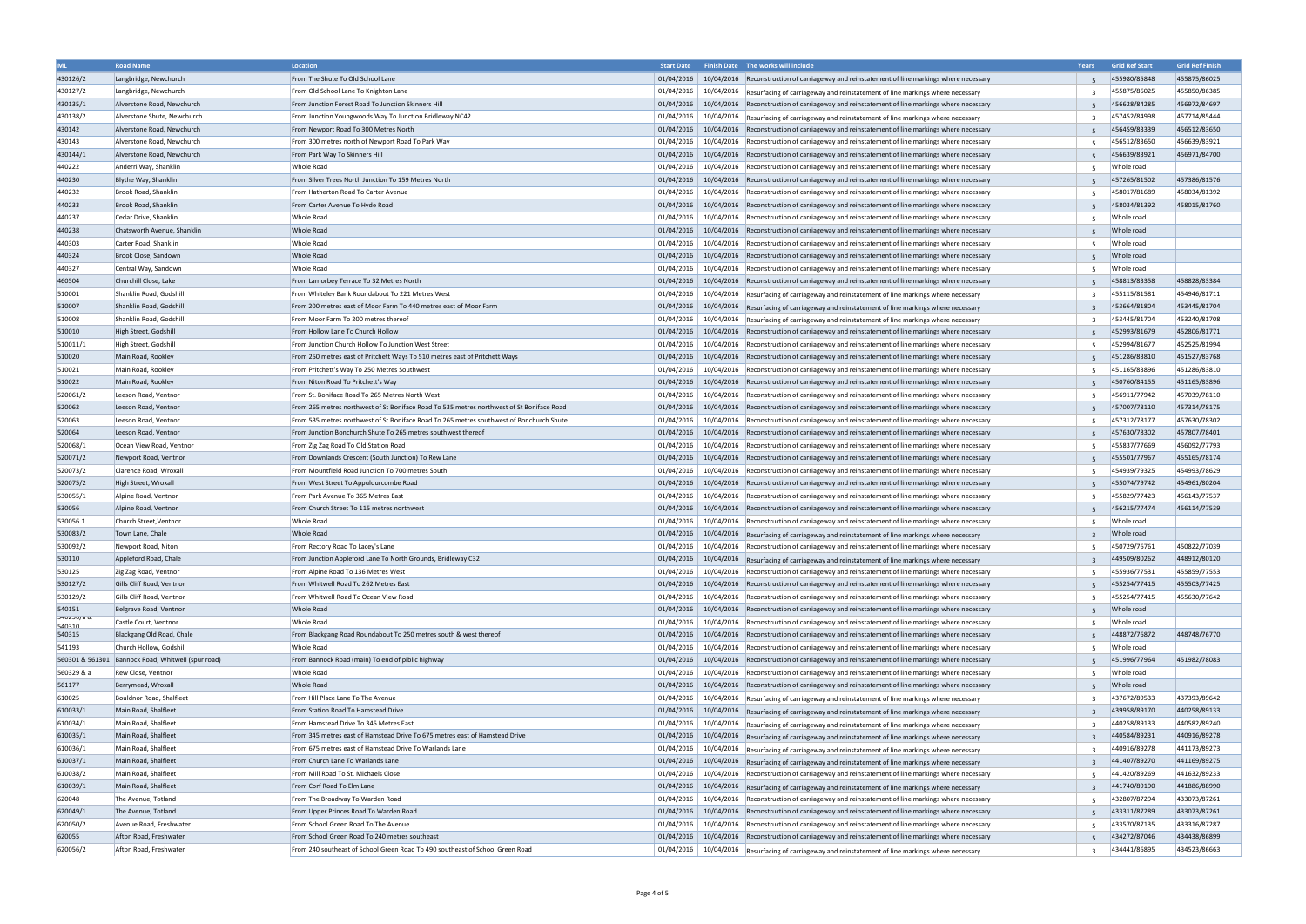| ML | Road Name | Location | Start Date | Finish Date | The works will include | Years | Grid Ref Start | Grid Ref Finish |
|---|---|---|---|---|---|---|---|---|
| 430126/2 | Langbridge, Newchurch | From The Shute To Old School Lane | 01/04/2016 | 10/04/2016 | Reconstruction of carriageway and reinstatement of line markings where necessary | 5 | 455980/85848 | 455875/86025 |
| 430127/2 | Langbridge, Newchurch | From Old School Lane To Knighton Lane | 01/04/2016 | 10/04/2016 | Resurfacing of carriageway and reinstatement of line markings where necessary | 3 | 455875/86025 | 455850/86385 |
| 430135/1 | Alverstone Road, Newchurch | From Junction Forest Road To Junction Skinners Hill | 01/04/2016 | 10/04/2016 | Reconstruction of carriageway and reinstatement of line markings where necessary | 5 | 456628/84285 | 456972/84697 |
| 430138/2 | Alverstone Shute, Newchurch | From Junction Youngwoods Way To Junction Bridleway NC42 | 01/04/2016 | 10/04/2016 | Resurfacing of carriageway and reinstatement of line markings where necessary | 3 | 457452/84998 | 457714/85444 |
| 430142 | Alverstone Road, Newchurch | From Newport Road To 300 Metres North | 01/04/2016 | 10/04/2016 | Reconstruction of carriageway and reinstatement of line markings where necessary | 5 | 456459/83339 | 456512/83650 |
| 430143 | Alverstone Road, Newchurch | From 300 metres north of Newport Road To Park Way | 01/04/2016 | 10/04/2016 | Reconstruction of carriageway and reinstatement of line markings where necessary | 5 | 456512/83650 | 456639/83921 |
| 430144/1 | Alverstone Road, Newchurch | From Park Way To Skinners Hill | 01/04/2016 | 10/04/2016 | Reconstruction of carriageway and reinstatement of line markings where necessary | 5 | 456639/83921 | 456971/84700 |
| 440222 | Anderri Way, Shanklin | Whole Road | 01/04/2016 | 10/04/2016 | Reconstruction of carriageway and reinstatement of line markings where necessary | 5 | Whole road | |
| 440230 | Blythe Way, Shanklin | From Silver Trees North Junction To 159 Metres North | 01/04/2016 | 10/04/2016 | Reconstruction of carriageway and reinstatement of line markings where necessary | 5 | 457265/81502 | 457386/81576 |
| 440232 | Brook Road, Shanklin | From Hatherton Road To Carter Avenue | 01/04/2016 | 10/04/2016 | Reconstruction of carriageway and reinstatement of line markings where necessary | 5 | 458017/81689 | 458034/81392 |
| 440233 | Brook Road, Shanklin | From Carter Avenue To Hyde Road | 01/04/2016 | 10/04/2016 | Reconstruction of carriageway and reinstatement of line markings where necessary | 5 | 458034/81392 | 458015/81760 |
| 440237 | Cedar Drive, Shanklin | Whole Road | 01/04/2016 | 10/04/2016 | Reconstruction of carriageway and reinstatement of line markings where necessary | 5 | Whole road | |
| 440238 | Chatsworth Avenue, Shanklin | Whole Road | 01/04/2016 | 10/04/2016 | Reconstruction of carriageway and reinstatement of line markings where necessary | 5 | Whole road | |
| 440303 | Carter Road, Shanklin | Whole Road | 01/04/2016 | 10/04/2016 | Reconstruction of carriageway and reinstatement of line markings where necessary | 5 | Whole road | |
| 440324 | Brook Close, Sandown | Whole Road | 01/04/2016 | 10/04/2016 | Reconstruction of carriageway and reinstatement of line markings where necessary | 5 | Whole road | |
| 440327 | Central Way, Sandown | Whole Road | 01/04/2016 | 10/04/2016 | Reconstruction of carriageway and reinstatement of line markings where necessary | 5 | Whole road | |
| 460504 | Churchill Close, Lake | From Lamorbey Terrace To 32 Metres North | 01/04/2016 | 10/04/2016 | Reconstruction of carriageway and reinstatement of line markings where necessary | 5 | 458813/83358 | 458828/83384 |
| 510001 | Shanklin Road, Godshill | From Whiteley Bank Roundabout To 221 Metres West | 01/04/2016 | 10/04/2016 | Resurfacing of carriageway and reinstatement of line markings where necessary | 3 | 455115/81581 | 454946/81711 |
| 510007 | Shanklin Road, Godshill | From 200 metres east of Moor Farm To 440 metres east of Moor Farm | 01/04/2016 | 10/04/2016 | Resurfacing of carriageway and reinstatement of line markings where necessary | 3 | 453664/81804 | 453445/81704 |
| 510008 | Shanklin Road, Godshill | From Moor Farm To 200 metres thereof | 01/04/2016 | 10/04/2016 | Resurfacing of carriageway and reinstatement of line markings where necessary | 3 | 453445/81704 | 453240/81708 |
| 510010 | High Street, Godshill | From Hollow Lane To Church Hollow | 01/04/2016 | 10/04/2016 | Reconstruction of carriageway and reinstatement of line markings where necessary | 5 | 452993/81679 | 452806/81771 |
| 510011/1 | High Street, Godshill | From Junction Church Hollow To Junction West Street | 01/04/2016 | 10/04/2016 | Reconstruction of carriageway and reinstatement of line markings where necessary | 5 | 452994/81677 | 452525/81994 |
| 510020 | Main Road, Rookley | From 250 metres east of Pritchett Ways To 510 metres east of Pritchett Ways | 01/04/2016 | 10/04/2016 | Reconstruction of carriageway and reinstatement of line markings where necessary | 5 | 451286/83810 | 451527/83768 |
| 510021 | Main Road, Rookley | From Pritchett's Way To 250 Metres Southwest | 01/04/2016 | 10/04/2016 | Reconstruction of carriageway and reinstatement of line markings where necessary | 5 | 451165/83896 | 451286/83810 |
| 510022 | Main Road, Rookley | From Niton Road To Pritchett's Way | 01/04/2016 | 10/04/2016 | Reconstruction of carriageway and reinstatement of line markings where necessary | 5 | 450760/84155 | 451165/83896 |
| 520061/2 | Leeson Road, Ventnor | From St. Boniface Road To 265 Metres North West | 01/04/2016 | 10/04/2016 | Reconstruction of carriageway and reinstatement of line markings where necessary | 5 | 456911/77942 | 457039/78110 |
| 520062 | Leeson Road, Ventnor | From 265 metres northwest of St Boniface Road To 535 metres northwest of St Boniface Road | 01/04/2016 | 10/04/2016 | Reconstruction of carriageway and reinstatement of line markings where necessary | 5 | 457007/78110 | 457314/78175 |
| 520063 | Leeson Road, Ventnor | From 535 metres northwest of St Boniface Road To 265 metres southwest of Bonchurch Shute | 01/04/2016 | 10/04/2016 | Reconstruction of carriageway and reinstatement of line markings where necessary | 5 | 457312/78177 | 457630/78302 |
| 520064 | Leeson Road, Ventnor | From Junction Bonchurch Shute To 265 metres southwest thereof | 01/04/2016 | 10/04/2016 | Reconstruction of carriageway and reinstatement of line markings where necessary | 5 | 457630/78302 | 457807/78401 |
| 520068/1 | Ocean View Road, Ventnor | From Zig Zag Road To Old Station Road | 01/04/2016 | 10/04/2016 | Reconstruction of carriageway and reinstatement of line markings where necessary | 5 | 455837/77669 | 456092/77793 |
| 520071/2 | Newport Road, Ventnor | From Downlands Crescent (South Junction) To Rew Lane | 01/04/2016 | 10/04/2016 | Reconstruction of carriageway and reinstatement of line markings where necessary | 5 | 455501/77967 | 455165/78174 |
| 520073/2 | Clarence Road, Wroxall | From Mountfield Road Junction To 700 metres South | 01/04/2016 | 10/04/2016 | Reconstruction of carriageway and reinstatement of line markings where necessary | 5 | 454939/79325 | 454993/78629 |
| 520075/2 | High Street, Wroxall | From West Street To Appuldurcombe Road | 01/04/2016 | 10/04/2016 | Reconstruction of carriageway and reinstatement of line markings where necessary | 5 | 455074/79742 | 454961/80204 |
| 530055/1 | Alpine Road, Ventnor | From Park Avenue To 365 Metres East | 01/04/2016 | 10/04/2016 | Reconstruction of carriageway and reinstatement of line markings where necessary | 5 | 455829/77423 | 456143/77537 |
| 530056 | Alpine Road, Ventnor | From Church Street To 115 metres northwest | 01/04/2016 | 10/04/2016 | Reconstruction of carriageway and reinstatement of line markings where necessary | 5 | 456215/77474 | 456114/77539 |
| 530056.1 | Church Street,Ventnor | Whole Road | 01/04/2016 | 10/04/2016 | Reconstruction of carriageway and reinstatement of line markings where necessary | 5 | Whole road | |
| 530083/2 | Town Lane, Chale | Whole Road | 01/04/2016 | 10/04/2016 | Resurfacing of carriageway and reinstatement of line markings where necessary | 3 | Whole road | |
| 530092/2 | Newport Road, Niton | From Rectory Road To Lacey's Lane | 01/04/2016 | 10/04/2016 | Reconstruction of carriageway and reinstatement of line markings where necessary | 5 | 450729/76761 | 450822/77039 |
| 530110 | Appleford Road, Chale | From Junction Appleford Lane To North Grounds, Bridleway C32 | 01/04/2016 | 10/04/2016 | Resurfacing of carriageway and reinstatement of line markings where necessary | 3 | 449509/80262 | 448912/80120 |
| 530125 | Zig Zag Road, Ventnor | From Alpine Road To 136 Metres West | 01/04/2016 | 10/04/2016 | Reconstruction of carriageway and reinstatement of line markings where necessary | 5 | 455936/77531 | 455859/77553 |
| 530127/2 | Gills Cliff Road, Ventnor | From Whitwell Road To 262 Metres East | 01/04/2016 | 10/04/2016 | Reconstruction of carriageway and reinstatement of line markings where necessary | 5 | 455254/77415 | 455503/77425 |
| 530129/2 | Gills Cliff Road, Ventnor | From Whitwell Road To Ocean View Road | 01/04/2016 | 10/04/2016 | Reconstruction of carriageway and reinstatement of line markings where necessary | 5 | 455254/77415 | 455630/77642 |
| 540151 | Belgrave Road, Ventnor | Whole Road | 01/04/2016 | 10/04/2016 | Reconstruction of carriageway and reinstatement of line markings where necessary | 5 | Whole road | |
| 540250/1 & 540310 | Castle Court, Ventnor | Whole Road | 01/04/2016 | 10/04/2016 | Reconstruction of carriageway and reinstatement of line markings where necessary | 5 | Whole road | |
| 540315 | Blackgang Old Road, Chale | From Blackgang Road Roundabout To 250 metres south & west thereof | 01/04/2016 | 10/04/2016 | Reconstruction of carriageway and reinstatement of line markings where necessary | 5 | 448872/76872 | 448748/76770 |
| 541193 | Church Hollow, Godshill | Whole Road | 01/04/2016 | 10/04/2016 | Reconstruction of carriageway and reinstatement of line markings where necessary | 5 | Whole road | |
| 560301 & 561301 | Bannock Road, Whitwell (spur road) | From Bannock Road (main) To end of piblic highway | 01/04/2016 | 10/04/2016 | Reconstruction of carriageway and reinstatement of line markings where necessary | 5 | 451996/77964 | 451982/78083 |
| 560329 & a | Rew Close, Ventnor | Whole Road | 01/04/2016 | 10/04/2016 | Reconstruction of carriageway and reinstatement of line markings where necessary | 5 | Whole road | |
| 561177 | Berrymead, Wroxall | Whole Road | 01/04/2016 | 10/04/2016 | Reconstruction of carriageway and reinstatement of line markings where necessary | 5 | Whole road | |
| 610025 | Bouldnor Road, Shalfleet | From Hill Place Lane To The Avenue | 01/04/2016 | 10/04/2016 | Resurfacing of carriageway and reinstatement of line markings where necessary | 3 | 437672/89533 | 437393/89642 |
| 610033/1 | Main Road, Shalfleet | From Station Road To Hamstead Drive | 01/04/2016 | 10/04/2016 | Resurfacing of carriageway and reinstatement of line markings where necessary | 3 | 439958/89170 | 440258/89133 |
| 610034/1 | Main Road, Shalfleet | From Hamstead Drive To 345 Metres East | 01/04/2016 | 10/04/2016 | Resurfacing of carriageway and reinstatement of line markings where necessary | 3 | 440258/89133 | 440582/89240 |
| 610035/1 | Main Road, Shalfleet | From 345 metres east of Hamstead Drive To 675 metres east of Hamstead Drive | 01/04/2016 | 10/04/2016 | Resurfacing of carriageway and reinstatement of line markings where necessary | 3 | 440584/89231 | 440916/89278 |
| 610036/1 | Main Road, Shalfleet | From 675 metres east of Hamstead Drive To Warlands Lane | 01/04/2016 | 10/04/2016 | Resurfacing of carriageway and reinstatement of line markings where necessary | 3 | 440916/89278 | 441173/89273 |
| 610037/1 | Main Road, Shalfleet | From Church Lane To Warlands Lane | 01/04/2016 | 10/04/2016 | Resurfacing of carriageway and reinstatement of line markings where necessary | 3 | 441407/89270 | 441169/89275 |
| 610038/2 | Main Road, Shalfleet | From Mill Road To St. Michaels Close | 01/04/2016 | 10/04/2016 | Reconstruction of carriageway and reinstatement of line markings where necessary | 5 | 441420/89269 | 441632/89233 |
| 610039/1 | Main Road, Shalfleet | From Corf Road To Elm Lane | 01/04/2016 | 10/04/2016 | Resurfacing of carriageway and reinstatement of line markings where necessary | 3 | 441740/89190 | 441886/88990 |
| 620048 | The Avenue, Totland | From The Broadway To Warden Road | 01/04/2016 | 10/04/2016 | Reconstruction of carriageway and reinstatement of line markings where necessary | 5 | 432807/87294 | 433073/87261 |
| 620049/1 | The Avenue, Totland | From Upper Princes Road To Warden Road | 01/04/2016 | 10/04/2016 | Reconstruction of carriageway and reinstatement of line markings where necessary | 5 | 433311/87289 | 433073/87261 |
| 620050/2 | Avenue Road, Freshwater | From School Green Road To The Avenue | 01/04/2016 | 10/04/2016 | Reconstruction of carriageway and reinstatement of line markings where necessary | 5 | 433570/87135 | 433316/87287 |
| 620055 | Afton Road, Freshwater | From School Green Road To 240 metres southeast | 01/04/2016 | 10/04/2016 | Reconstruction of carriageway and reinstatement of line markings where necessary | 5 | 434272/87046 | 434438/86899 |
| 620056/2 | Afton Road, Freshwater | From 240 southeast of School Green Road To 490 southeast of School Green Road | 01/04/2016 | 10/04/2016 | Resurfacing of carriageway and reinstatement of line markings where necessary | 3 | 434441/86895 | 434523/86663 |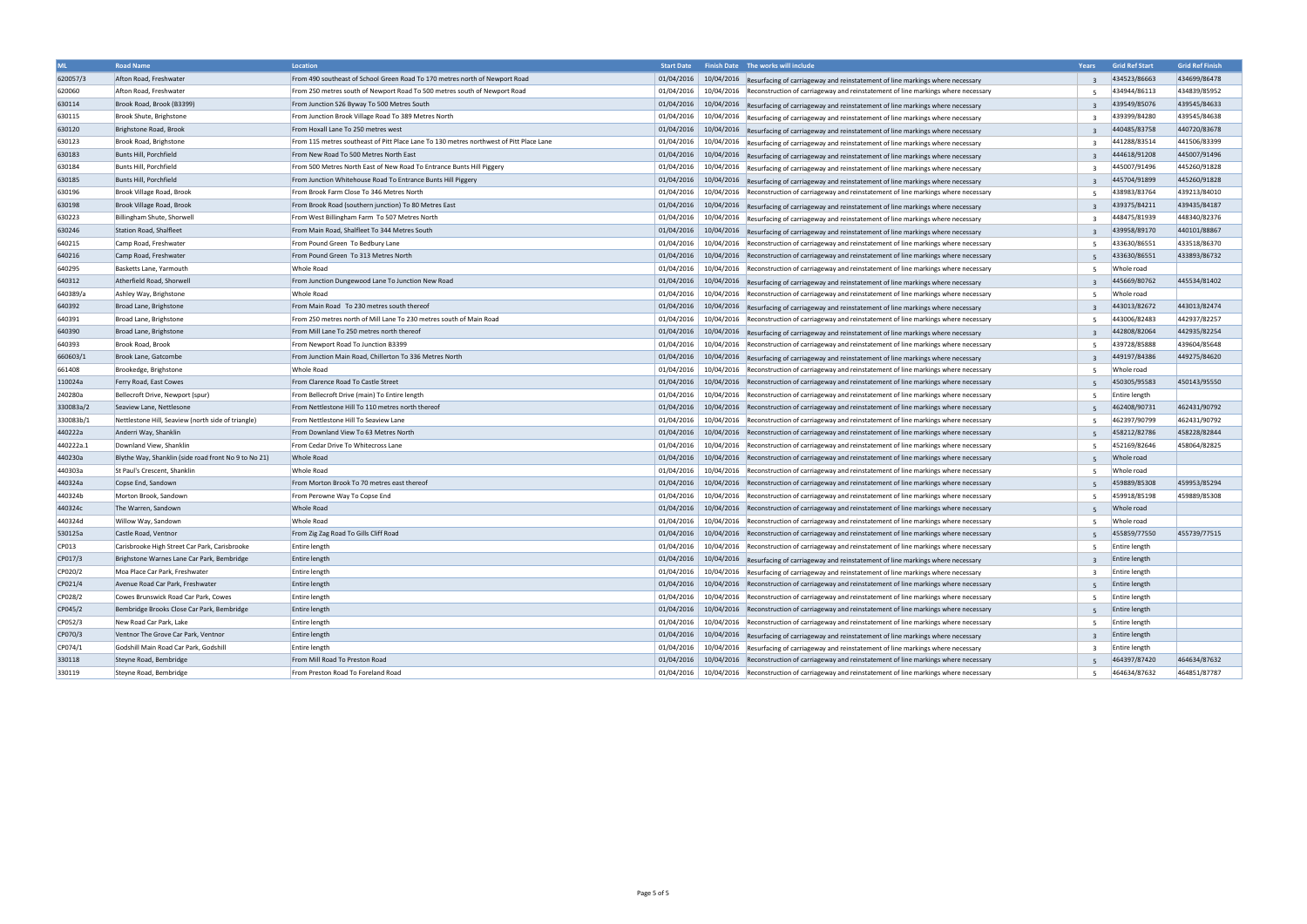| ML | Road Name | Location | Start Date | Finish Date | The works will include | Years | Grid Ref Start | Grid Ref Finish |
|---|---|---|---|---|---|---|---|---|
| 620057/3 | Afton Road, Freshwater | From 490 southeast of School Green Road To 170 metres north of Newport Road | 01/04/2016 | 10/04/2016 | Resurfacing of carriageway and reinstatement of line markings where necessary | 3 | 434523/86663 | 434699/86478 |
| 620060 | Afton Road, Freshwater | From 250 metres south of Newport Road To 500 metres south of Newport Road | 01/04/2016 | 10/04/2016 | Reconstruction of carriageway and reinstatement of line markings where necessary | 5 | 434944/86113 | 434839/85952 |
| 630114 | Brook Road, Brook (B3399) | From Junction S26 Byway To 500 Metres South | 01/04/2016 | 10/04/2016 | Resurfacing of carriageway and reinstatement of line markings where necessary | 3 | 439549/85076 | 439545/84633 |
| 630115 | Brook Shute, Brighstone | From Junction Brook Village Road To 389 Metres North | 01/04/2016 | 10/04/2016 | Resurfacing of carriageway and reinstatement of line markings where necessary | 3 | 439399/84280 | 439545/84638 |
| 630120 | Brighstone Road, Brook | From Hoxall Lane To 250 metres west | 01/04/2016 | 10/04/2016 | Resurfacing of carriageway and reinstatement of line markings where necessary | 3 | 440485/83758 | 440720/83678 |
| 630123 | Brook Road, Brighstone | From 115 metres southeast of Pitt Place Lane To 130 metres northwest of Pitt Place Lane | 01/04/2016 | 10/04/2016 | Resurfacing of carriageway and reinstatement of line markings where necessary | 3 | 441288/83514 | 441506/83399 |
| 630183 | Bunts Hill, Porchfield | From New Road To 500 Metres North East | 01/04/2016 | 10/04/2016 | Resurfacing of carriageway and reinstatement of line markings where necessary | 3 | 444618/91208 | 445007/91496 |
| 630184 | Bunts Hill, Porchfield | From 500 Metres North East of New Road To Entrance Bunts Hill Piggery | 01/04/2016 | 10/04/2016 | Resurfacing of carriageway and reinstatement of line markings where necessary | 3 | 445007/91496 | 445260/91828 |
| 630185 | Bunts Hill, Porchfield | From Junction Whitehouse Road To Entrance Bunts Hill Piggery | 01/04/2016 | 10/04/2016 | Resurfacing of carriageway and reinstatement of line markings where necessary | 3 | 445704/91899 | 445260/91828 |
| 630196 | Brook Village Road, Brook | From Brook Farm Close To 346 Metres North | 01/04/2016 | 10/04/2016 | Reconstruction of carriageway and reinstatement of line markings where necessary | 5 | 438983/83764 | 439213/84010 |
| 630198 | Brook Village Road, Brook | From Brook Road (southern junction) To 80 Metres East | 01/04/2016 | 10/04/2016 | Resurfacing of carriageway and reinstatement of line markings where necessary | 3 | 439375/84211 | 439435/84187 |
| 630223 | Billingham Shute, Shorwell | From West Billingham Farm To 507 Metres North | 01/04/2016 | 10/04/2016 | Resurfacing of carriageway and reinstatement of line markings where necessary | 3 | 448475/81939 | 448340/82376 |
| 630246 | Station Road, Shalfleet | From Main Road, Shalfleet To 344 Metres South | 01/04/2016 | 10/04/2016 | Resurfacing of carriageway and reinstatement of line markings where necessary | 3 | 439958/89170 | 440101/88867 |
| 640215 | Camp Road, Freshwater | From Pound Green To Bedbury Lane | 01/04/2016 | 10/04/2016 | Reconstruction of carriageway and reinstatement of line markings where necessary | 5 | 433630/86551 | 433518/86370 |
| 640216 | Camp Road, Freshwater | From Pound Green To 313 Metres North | 01/04/2016 | 10/04/2016 | Reconstruction of carriageway and reinstatement of line markings where necessary | 5 | 433630/86551 | 433893/86732 |
| 640295 | Basketts Lane, Yarmouth | Whole Road | 01/04/2016 | 10/04/2016 | Reconstruction of carriageway and reinstatement of line markings where necessary | 5 | Whole road | |
| 640312 | Atherfield Road, Shorwell | From Junction Dungewood Lane To Junction New Road | 01/04/2016 | 10/04/2016 | Resurfacing of carriageway and reinstatement of line markings where necessary | 3 | 445669/80762 | 445534/81402 |
| 640389/a | Ashley Way, Brighstone | Whole Road | 01/04/2016 | 10/04/2016 | Reconstruction of carriageway and reinstatement of line markings where necessary | 5 | Whole road | |
| 640392 | Broad Lane, Brighstone | From Main Road To 230 metres south thereof | 01/04/2016 | 10/04/2016 | Resurfacing of carriageway and reinstatement of line markings where necessary | 3 | 443013/82672 | 443013/82474 |
| 640391 | Broad Lane, Brighstone | From 250 metres north of Mill Lane To 230 metres south of Main Road | 01/04/2016 | 10/04/2016 | Reconstruction of carriageway and reinstatement of line markings where necessary | 5 | 443006/82483 | 442937/82257 |
| 640390 | Broad Lane, Brighstone | From Mill Lane To 250 metres north thereof | 01/04/2016 | 10/04/2016 | Resurfacing of carriageway and reinstatement of line markings where necessary | 3 | 442808/82064 | 442935/82254 |
| 640393 | Brook Road, Brook | From Newport Road To Junction B3399 | 01/04/2016 | 10/04/2016 | Reconstruction of carriageway and reinstatement of line markings where necessary | 5 | 439728/85888 | 439604/85648 |
| 660603/1 | Brook Lane, Gatcombe | From Junction Main Road, Chillerton To 336 Metres North | 01/04/2016 | 10/04/2016 | Resurfacing of carriageway and reinstatement of line markings where necessary | 3 | 449197/84386 | 449275/84620 |
| 661408 | Brookedge, Brighstone | Whole Road | 01/04/2016 | 10/04/2016 | Reconstruction of carriageway and reinstatement of line markings where necessary | 5 | Whole road | |
| 110024a | Ferry Road, East Cowes | From Clarence Road To Castle Street | 01/04/2016 | 10/04/2016 | Reconstruction of carriageway and reinstatement of line markings where necessary | 5 | 450305/95583 | 450143/95550 |
| 240280a | Bellecroft Drive, Newport (spur) | From Bellecroft Drive (main) To Entire length | 01/04/2016 | 10/04/2016 | Reconstruction of carriageway and reinstatement of line markings where necessary | 5 | Entire length | |
| 330083a/2 | Seaview Lane, Nettlesone | From Nettlestone Hill To 110 metres north thereof | 01/04/2016 | 10/04/2016 | Reconstruction of carriageway and reinstatement of line markings where necessary | 5 | 462408/90731 | 462431/90792 |
| 330083b/1 | Nettlestone Hill, Seaview (north side of triangle) | From Nettlestone Hill To Seaview Lane | 01/04/2016 | 10/04/2016 | Reconstruction of carriageway and reinstatement of line markings where necessary | 5 | 462397/90799 | 462431/90792 |
| 440222a | Anderri Way, Shanklin | From Downland View To 63 Metres North | 01/04/2016 | 10/04/2016 | Reconstruction of carriageway and reinstatement of line markings where necessary | 5 | 458212/82786 | 458228/82844 |
| 440222a.1 | Downland View, Shanklin | From Cedar Drive To Whitecross Lane | 01/04/2016 | 10/04/2016 | Reconstruction of carriageway and reinstatement of line markings where necessary | 5 | 452169/82646 | 458064/82825 |
| 440230a | Blythe Way, Shanklin (side road front No 9 to No 21) | Whole Road | 01/04/2016 | 10/04/2016 | Reconstruction of carriageway and reinstatement of line markings where necessary | 5 | Whole road | |
| 440303a | St Paul's Crescent, Shanklin | Whole Road | 01/04/2016 | 10/04/2016 | Reconstruction of carriageway and reinstatement of line markings where necessary | 5 | Whole road | |
| 440324a | Copse End, Sandown | From Morton Brook To 70 metres east thereof | 01/04/2016 | 10/04/2016 | Reconstruction of carriageway and reinstatement of line markings where necessary | 5 | 459889/85308 | 459953/85294 |
| 440324b | Morton Brook, Sandown | From Perowne Way To Copse End | 01/04/2016 | 10/04/2016 | Reconstruction of carriageway and reinstatement of line markings where necessary | 5 | 459918/85198 | 459889/85308 |
| 440324c | The Warren, Sandown | Whole Road | 01/04/2016 | 10/04/2016 | Reconstruction of carriageway and reinstatement of line markings where necessary | 5 | Whole road | |
| 440324d | Willow Way, Sandown | Whole Road | 01/04/2016 | 10/04/2016 | Reconstruction of carriageway and reinstatement of line markings where necessary | 5 | Whole road | |
| 530125a | Castle Road, Ventnor | From Zig Zag Road To Gills Cliff Road | 01/04/2016 | 10/04/2016 | Reconstruction of carriageway and reinstatement of line markings where necessary | 5 | 455859/77550 | 455739/77515 |
| CP013 | Carisbrooke High Street Car Park, Carisbrooke | Entire length | 01/04/2016 | 10/04/2016 | Reconstruction of carriageway and reinstatement of line markings where necessary | 5 | Entire length | |
| CP017/3 | Brighstone Warnes Lane Car Park, Bembridge | Entire length | 01/04/2016 | 10/04/2016 | Resurfacing of carriageway and reinstatement of line markings where necessary | 3 | Entire length | |
| CP020/2 | Moa Place Car Park, Freshwater | Entire length | 01/04/2016 | 10/04/2016 | Resurfacing of carriageway and reinstatement of line markings where necessary | 3 | Entire length | |
| CP021/4 | Avenue Road Car Park, Freshwater | Entire length | 01/04/2016 | 10/04/2016 | Reconstruction of carriageway and reinstatement of line markings where necessary | 5 | Entire length | |
| CP028/2 | Cowes Brunswick Road Car Park, Cowes | Entire length | 01/04/2016 | 10/04/2016 | Reconstruction of carriageway and reinstatement of line markings where necessary | 5 | Entire length | |
| CP045/2 | Bembridge Brooks Close Car Park, Bembridge | Entire length | 01/04/2016 | 10/04/2016 | Reconstruction of carriageway and reinstatement of line markings where necessary | 5 | Entire length | |
| CP052/3 | New Road Car Park, Lake | Entire length | 01/04/2016 | 10/04/2016 | Reconstruction of carriageway and reinstatement of line markings where necessary | 5 | Entire length | |
| CP070/3 | Ventnor The Grove Car Park, Ventnor | Entire length | 01/04/2016 | 10/04/2016 | Resurfacing of carriageway and reinstatement of line markings where necessary | 3 | Entire length | |
| CP074/1 | Godshill Main Road Car Park, Godshill | Entire length | 01/04/2016 | 10/04/2016 | Resurfacing of carriageway and reinstatement of line markings where necessary | 3 | Entire length | |
| 330118 | Steyne Road, Bembridge | From Mill Road To Preston Road | 01/04/2016 | 10/04/2016 | Reconstruction of carriageway and reinstatement of line markings where necessary | 5 | 464397/87420 | 464634/87632 |
| 330119 | Steyne Road, Bembridge | From Preston Road To Foreland Road | 01/04/2016 | 10/04/2016 | Reconstruction of carriageway and reinstatement of line markings where necessary | 5 | 464634/87632 | 464851/87787 |